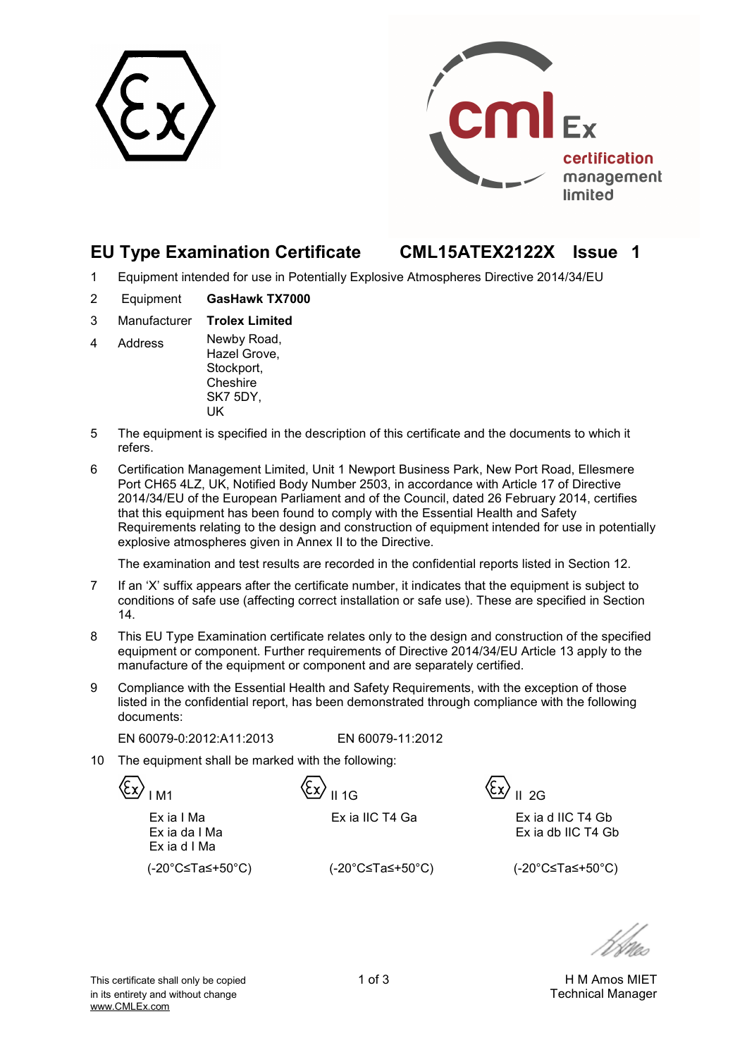# EU Type Examination Certificate CML15ATEX2122X Issue 1

1 Equipment intended for use in Potentially Explosive Atmospheres Directive 2014/34/EU

2 Equipment **GasHawk TX7000**

3 Manufacturer **Trolex Limited**

4 Address Newby Road,
Hazel Grove,
Stockport,
Cheshire
SK7 5DY,
UK

5 The equipment is specified in the description of this certificate and the documents to which it refers.

6 Certification Management Limited, Unit 1 Newport Business Park, New Port Road, Ellesmere Port CH65 4LZ, UK, Notified Body Number 2503, in accordance with Article 17 of Directive 2014/34/EU of the European Parliament and of the Council, dated 26 February 2014, certifies that this equipment has been found to comply with the Essential Health and Safety Requirements relating to the design and construction of equipment intended for use in potentially explosive atmospheres given in Annex II to the Directive.

The examination and test results are recorded in the confidential reports listed in Section 12.

7 If an 'X' suffix appears after the certificate number, it indicates that the equipment is subject to conditions of safe use (affecting correct installation or safe use). These are specified in Section 14.

8 This EU Type Examination certificate relates only to the design and construction of the specified equipment or component. Further requirements of Directive 2014/34/EU Article 13 apply to the manufacture of the equipment or component and are separately certified.

9 Compliance with the Essential Health and Safety Requirements, with the exception of those listed in the confidential report, has been demonstrated through compliance with the following documents:

EN 60079-0:2012:A11:2013 EN 60079-11:2012

10 The equipment shall be marked with the following:

| Ex I M1 | Ex II 1G | Ex II 2G |
|---|---|---|
| Ex ia I Ma<br>Ex ia da I Ma<br>Ex ia d I Ma | Ex ia IIC T4 Ga | Ex ia d IIC T4 Gb<br>Ex ia db IIC T4 Gb |
| (-20°C≤Ta≤+50°C) | (-20°C≤Ta≤+50°C) | (-20°C≤Ta≤+50°C) |

H M Amos MIET
Technical Manager

This certificate shall only be copied in its entirety and without change
www.CMLEx.com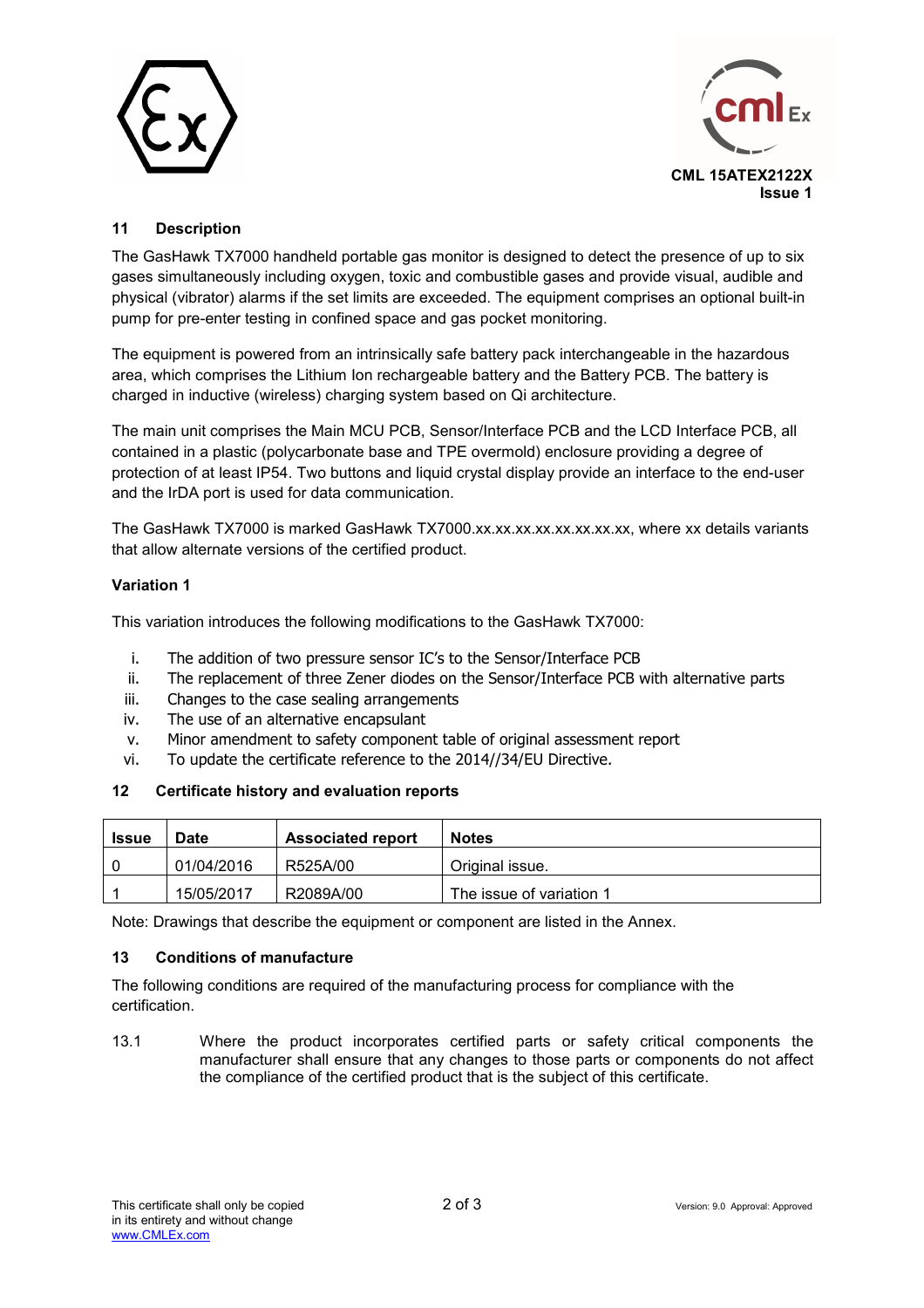CML 15ATEX2122X
Issue 1

## 11 Description

The GasHawk TX7000 handheld portable gas monitor is designed to detect the presence of up to six gases simultaneously including oxygen, toxic and combustible gases and provide visual, audible and physical (vibrator) alarms if the set limits are exceeded. The equipment comprises an optional built-in pump for pre-enter testing in confined space and gas pocket monitoring.

The equipment is powered from an intrinsically safe battery pack interchangeable in the hazardous area, which comprises the Lithium Ion rechargeable battery and the Battery PCB. The battery is charged in inductive (wireless) charging system based on Qi architecture.

The main unit comprises the Main MCU PCB, Sensor/Interface PCB and the LCD Interface PCB, all contained in a plastic (polycarbonate base and TPE overmold) enclosure providing a degree of protection of at least IP54. Two buttons and liquid crystal display provide an interface to the end-user and the IrDA port is used for data communication.

The GasHawk TX7000 is marked GasHawk TX7000.xx.xx.xx.xx.xx.xx.xx.xx, where xx details variants that allow alternate versions of the certified product.

**Variation 1**

This variation introduces the following modifications to the GasHawk TX7000:

i. The addition of two pressure sensor IC's to the Sensor/Interface PCB
ii. The replacement of three Zener diodes on the Sensor/Interface PCB with alternative parts
iii. Changes to the case sealing arrangements
iv. The use of an alternative encapsulant
v. Minor amendment to safety component table of original assessment report
vi. To update the certificate reference to the 2014//34/EU Directive.

## 12 Certificate history and evaluation reports

| Issue | Date | Associated report | Notes |
|---|---|---|---|
| 0 | 01/04/2016 | R525A/00 | Original issue. |
| 1 | 15/05/2017 | R2089A/00 | The issue of variation 1 |

Note: Drawings that describe the equipment or component are listed in the Annex.

## 13 Conditions of manufacture

The following conditions are required of the manufacturing process for compliance with the certification.

13.1 Where the product incorporates certified parts or safety critical components the manufacturer shall ensure that any changes to those parts or components do not affect the compliance of the certified product that is the subject of this certificate.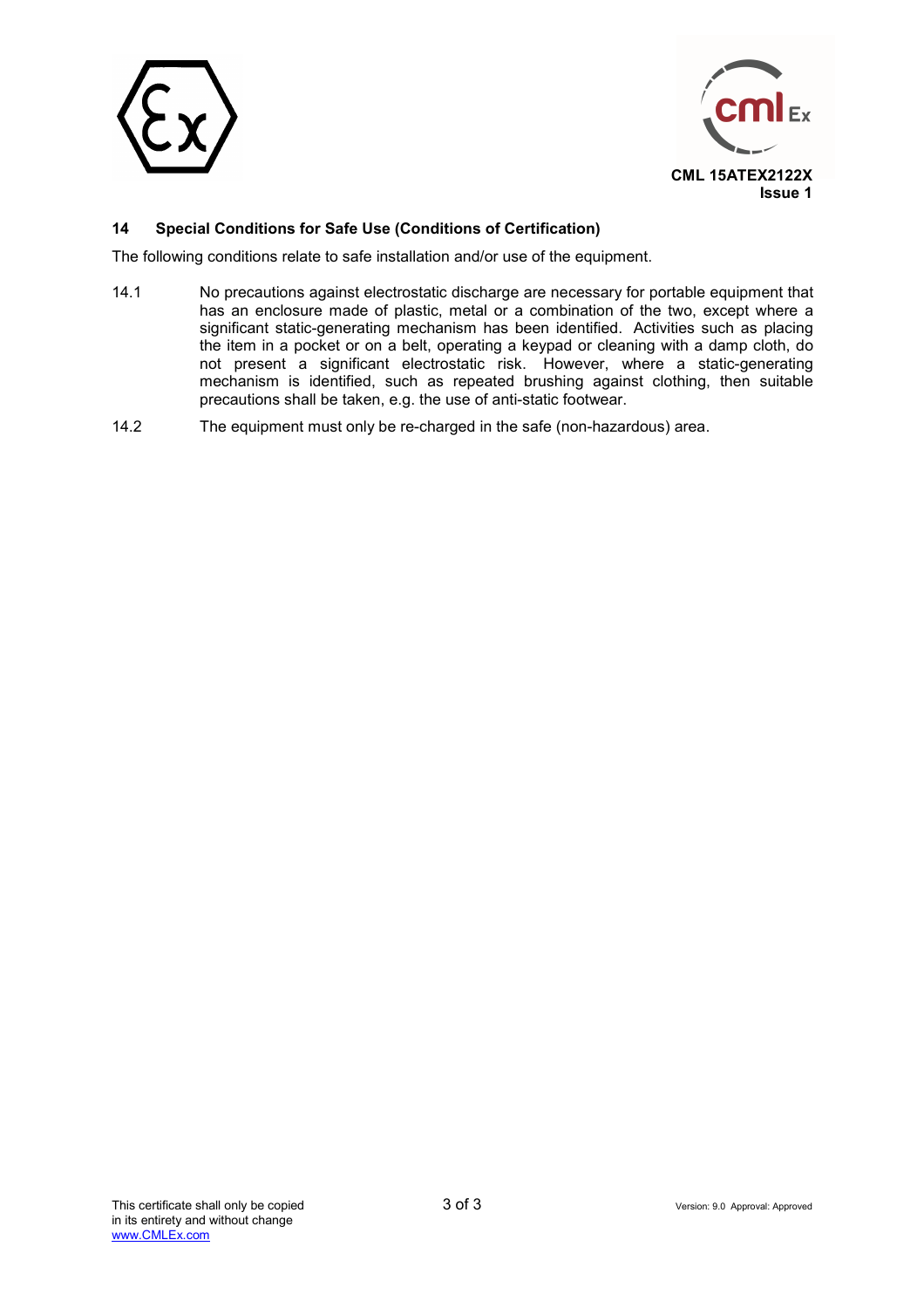## 14 Special Conditions for Safe Use (Conditions of Certification)

The following conditions relate to safe installation and/or use of the equipment.

14.1 No precautions against electrostatic discharge are necessary for portable equipment that has an enclosure made of plastic, metal or a combination of the two, except where a significant static-generating mechanism has been identified. Activities such as placing the item in a pocket or on a belt, operating a keypad or cleaning with a damp cloth, do not present a significant electrostatic risk. However, where a static-generating mechanism is identified, such as repeated brushing against clothing, then suitable precautions shall be taken, e.g. the use of anti-static footwear.

14.2 The equipment must only be re-charged in the safe (non-hazardous) area.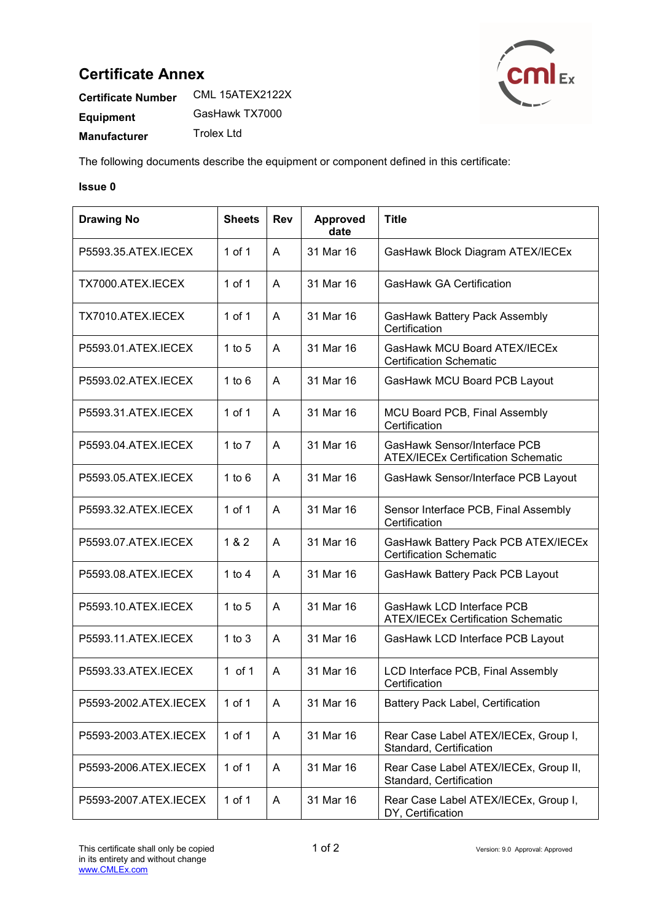# Certificate Annex

**Certificate Number** CML 15ATEX2122X

**Equipment** GasHawk TX7000

**Manufacturer** Trolex Ltd

The following documents describe the equipment or component defined in this certificate:

**Issue 0**

| Drawing No | Sheets | Rev | Approved date | Title |
|---|---|---|---|---|
| P5593.35.ATEX.IECEX | 1 of 1 | A | 31 Mar 16 | GasHawk Block Diagram ATEX/IECEx |
| TX7000.ATEX.IECEX | 1 of 1 | A | 31 Mar 16 | GasHawk GA Certification |
| TX7010.ATEX.IECEX | 1 of 1 | A | 31 Mar 16 | GasHawk Battery Pack Assembly Certification |
| P5593.01.ATEX.IECEX | 1 to 5 | A | 31 Mar 16 | GasHawk MCU Board ATEX/IECEx Certification Schematic |
| P5593.02.ATEX.IECEX | 1 to 6 | A | 31 Mar 16 | GasHawk MCU Board PCB Layout |
| P5593.31.ATEX.IECEX | 1 of 1 | A | 31 Mar 16 | MCU Board PCB, Final Assembly Certification |
| P5593.04.ATEX.IECEX | 1 to 7 | A | 31 Mar 16 | GasHawk Sensor/Interface PCB ATEX/IECEx Certification Schematic |
| P5593.05.ATEX.IECEX | 1 to 6 | A | 31 Mar 16 | GasHawk Sensor/Interface PCB Layout |
| P5593.32.ATEX.IECEX | 1 of 1 | A | 31 Mar 16 | Sensor Interface PCB, Final Assembly Certification |
| P5593.07.ATEX.IECEX | 1 & 2 | A | 31 Mar 16 | GasHawk Battery Pack PCB ATEX/IECEx Certification Schematic |
| P5593.08.ATEX.IECEX | 1 to 4 | A | 31 Mar 16 | GasHawk Battery Pack PCB Layout |
| P5593.10.ATEX.IECEX | 1 to 5 | A | 31 Mar 16 | GasHawk LCD Interface PCB ATEX/IECEx Certification Schematic |
| P5593.11.ATEX.IECEX | 1 to 3 | A | 31 Mar 16 | GasHawk LCD Interface PCB Layout |
| P5593.33.ATEX.IECEX | 1 of 1 | A | 31 Mar 16 | LCD Interface PCB, Final Assembly Certification |
| P5593-2002.ATEX.IECEX | 1 of 1 | A | 31 Mar 16 | Battery Pack Label, Certification |
| P5593-2003.ATEX.IECEX | 1 of 1 | A | 31 Mar 16 | Rear Case Label ATEX/IECEx, Group I, Standard, Certification |
| P5593-2006.ATEX.IECEX | 1 of 1 | A | 31 Mar 16 | Rear Case Label ATEX/IECEx, Group II, Standard, Certification |
| P5593-2007.ATEX.IECEX | 1 of 1 | A | 31 Mar 16 | Rear Case Label ATEX/IECEx, Group I, DY, Certification |

This certificate shall only be copied in its entirety and without change
www.CMLEx.com

Version: 9.0 Approval: Approved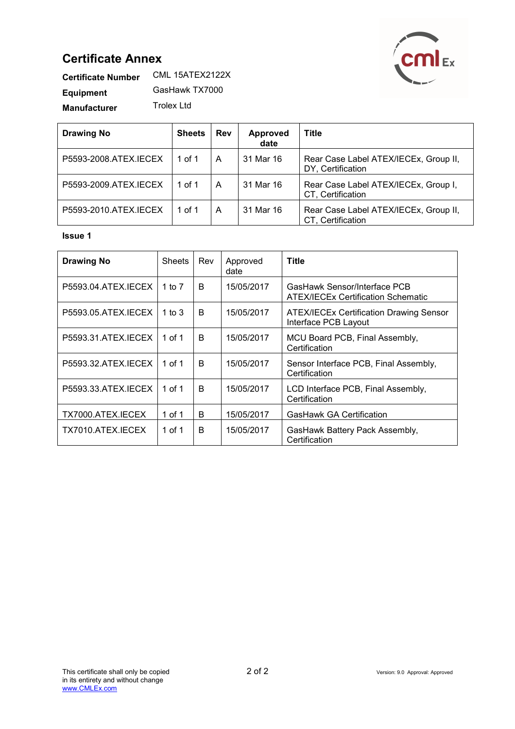## Certificate Annex

**Certificate Number** CML 15ATEX2122X

**Equipment** GasHawk TX7000

**Manufacturer** Trolex Ltd

| Drawing No | Sheets | Rev | Approved date | Title |
|---|---|---|---|---|
| P5593-2008.ATEX.IECEX | 1 of 1 | A | 31 Mar 16 | Rear Case Label ATEX/IECEx, Group II, DY, Certification |
| P5593-2009.ATEX.IECEX | 1 of 1 | A | 31 Mar 16 | Rear Case Label ATEX/IECEx, Group I, CT, Certification |
| P5593-2010.ATEX.IECEX | 1 of 1 | A | 31 Mar 16 | Rear Case Label ATEX/IECEx, Group II, CT, Certification |

**Issue 1**

| Drawing No | Sheets | Rev | Approved date | Title |
|---|---|---|---|---|
| P5593.04.ATEX.IECEX | 1 to 7 | B | 15/05/2017 | GasHawk Sensor/Interface PCB ATEX/IECEx Certification Schematic |
| P5593.05.ATEX.IECEX | 1 to 3 | B | 15/05/2017 | ATEX/IECEx Certification Drawing Sensor Interface PCB Layout |
| P5593.31.ATEX.IECEX | 1 of 1 | B | 15/05/2017 | MCU Board PCB, Final Assembly, Certification |
| P5593.32.ATEX.IECEX | 1 of 1 | B | 15/05/2017 | Sensor Interface PCB, Final Assembly, Certification |
| P5593.33.ATEX.IECEX | 1 of 1 | B | 15/05/2017 | LCD Interface PCB, Final Assembly, Certification |
| TX7000.ATEX.IECEX | 1 of 1 | B | 15/05/2017 | GasHawk GA Certification |
| TX7010.ATEX.IECEX | 1 of 1 | B | 15/05/2017 | GasHawk Battery Pack Assembly, Certification |

This certificate shall only be copied in its entirety and without change
www.CMLEx.com

Version: 9.0 Approval: Approved